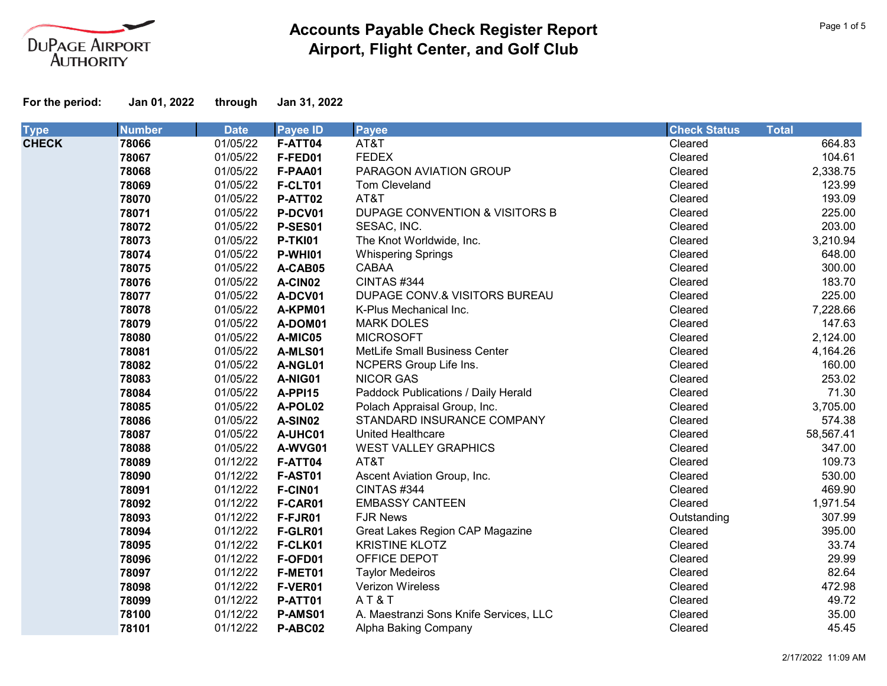DuPage Airport Authority

# Accounts Payable Check Register Report
## Airport, Flight Center, and Golf Club

**For the period:** **Jan 01, 2022** through **Jan 31, 2022**

| Type | Number | Date | Payee ID | Payee | Check Status | Total |
|---|---|---|---|---|---|---|
| **CHECK** | **78066** | 01/05/22 | **F-ATT04** | AT&T | Cleared | 664.83 |
| | **78067** | 01/05/22 | **F-FED01** | FEDEX | Cleared | 104.61 |
| | **78068** | 01/05/22 | **F-PAA01** | PARAGON AVIATION GROUP | Cleared | 2,338.75 |
| | **78069** | 01/05/22 | **F-CLT01** | Tom Cleveland | Cleared | 123.99 |
| | **78070** | 01/05/22 | **P-ATT02** | AT&T | Cleared | 193.09 |
| | **78071** | 01/05/22 | **P-DCV01** | DUPAGE CONVENTION & VISITORS B | Cleared | 225.00 |
| | **78072** | 01/05/22 | **P-SES01** | SESAC, INC. | Cleared | 203.00 |
| | **78073** | 01/05/22 | **P-TKI01** | The Knot Worldwide, Inc. | Cleared | 3,210.94 |
| | **78074** | 01/05/22 | **P-WHI01** | Whispering Springs | Cleared | 648.00 |
| | **78075** | 01/05/22 | **A-CAB05** | CABAA | Cleared | 300.00 |
| | **78076** | 01/05/22 | **A-CIN02** | CINTAS #344 | Cleared | 183.70 |
| | **78077** | 01/05/22 | **A-DCV01** | DUPAGE CONV.& VISITORS BUREAU | Cleared | 225.00 |
| | **78078** | 01/05/22 | **A-KPM01** | K-Plus Mechanical Inc. | Cleared | 7,228.66 |
| | **78079** | 01/05/22 | **A-DOM01** | MARK DOLES | Cleared | 147.63 |
| | **78080** | 01/05/22 | **A-MIC05** | MICROSOFT | Cleared | 2,124.00 |
| | **78081** | 01/05/22 | **A-MLS01** | MetLife Small Business Center | Cleared | 4,164.26 |
| | **78082** | 01/05/22 | **A-NGL01** | NCPERS Group Life Ins. | Cleared | 160.00 |
| | **78083** | 01/05/22 | **A-NIG01** | NICOR GAS | Cleared | 253.02 |
| | **78084** | 01/05/22 | **A-PPI15** | Paddock Publications / Daily Herald | Cleared | 71.30 |
| | **78085** | 01/05/22 | **A-POL02** | Polach Appraisal Group, Inc. | Cleared | 3,705.00 |
| | **78086** | 01/05/22 | **A-SIN02** | STANDARD INSURANCE COMPANY | Cleared | 574.38 |
| | **78087** | 01/05/22 | **A-UHC01** | United Healthcare | Cleared | 58,567.41 |
| | **78088** | 01/05/22 | **A-WVG01** | WEST VALLEY GRAPHICS | Cleared | 347.00 |
| | **78089** | 01/12/22 | **F-ATT04** | AT&T | Cleared | 109.73 |
| | **78090** | 01/12/22 | **F-AST01** | Ascent Aviation Group, Inc. | Cleared | 530.00 |
| | **78091** | 01/12/22 | **F-CIN01** | CINTAS #344 | Cleared | 469.90 |
| | **78092** | 01/12/22 | **F-CAR01** | EMBASSY CANTEEN | Cleared | 1,971.54 |
| | **78093** | 01/12/22 | **F-FJR01** | FJR News | Outstanding | 307.99 |
| | **78094** | 01/12/22 | **F-GLR01** | Great Lakes Region CAP Magazine | Cleared | 395.00 |
| | **78095** | 01/12/22 | **F-CLK01** | KRISTINE KLOTZ | Cleared | 33.74 |
| | **78096** | 01/12/22 | **F-OFD01** | OFFICE DEPOT | Cleared | 29.99 |
| | **78097** | 01/12/22 | **F-MET01** | Taylor Medeiros | Cleared | 82.64 |
| | **78098** | 01/12/22 | **F-VER01** | Verizon Wireless | Cleared | 472.98 |
| | **78099** | 01/12/22 | **P-ATT01** | A T & T | Cleared | 49.72 |
| | **78100** | 01/12/22 | **P-AMS01** | A. Maestranzi Sons Knife Services, LLC | Cleared | 35.00 |
| | **78101** | 01/12/22 | **P-ABC02** | Alpha Baking Company | Cleared | 45.45 |

2/17/2022 11:09 AM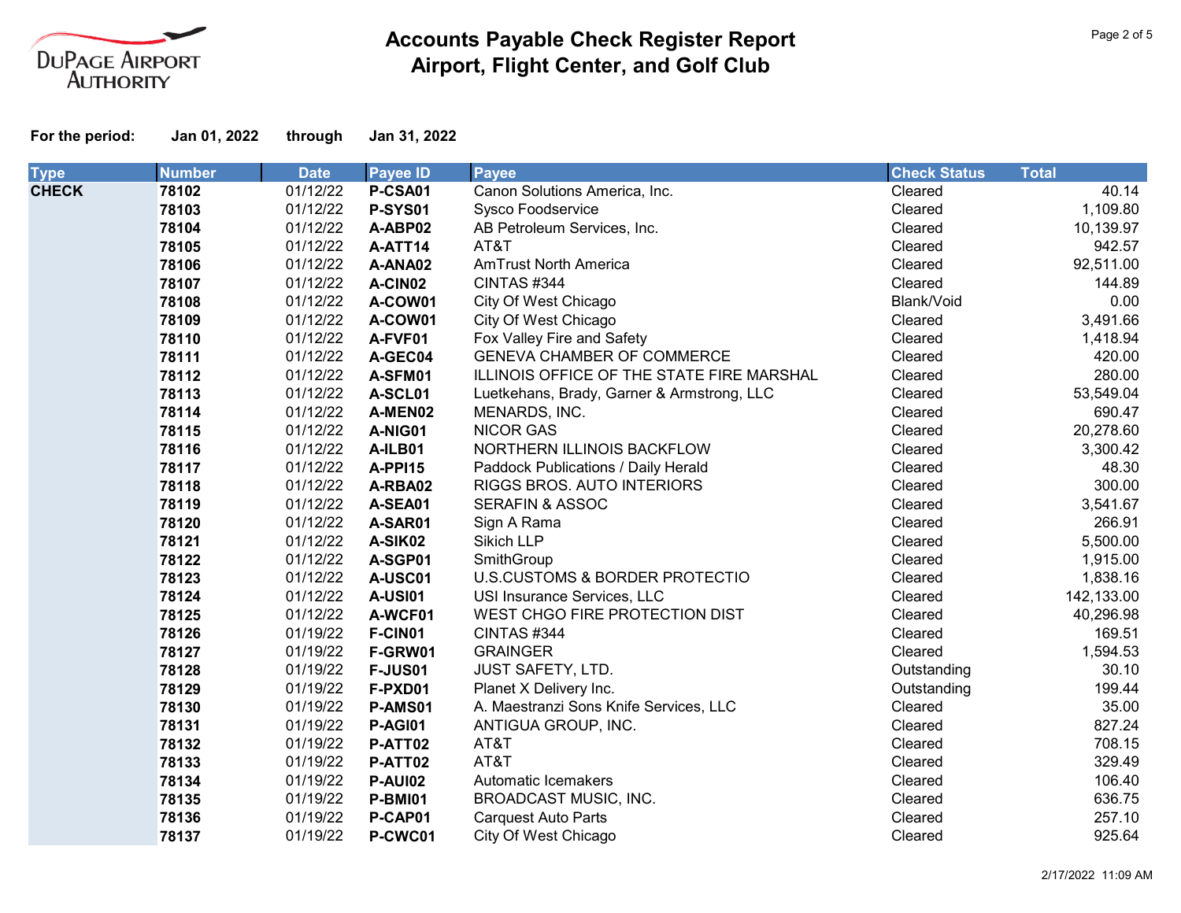# Accounts Payable Check Register Report
## Airport, Flight Center, and Golf Club

**For the period:** **Jan 01, 2022** **through** **Jan 31, 2022**

| Type | Number | Date | Payee ID | Payee | Check Status | Total |
|---|---|---|---|---|---|---|
| **CHECK** | **78102** | 01/12/22 | **P-CSA01** | Canon Solutions America, Inc. | Cleared | 40.14 |
| | **78103** | 01/12/22 | **P-SYS01** | Sysco Foodservice | Cleared | 1,109.80 |
| | **78104** | 01/12/22 | **A-ABP02** | AB Petroleum Services, Inc. | Cleared | 10,139.97 |
| | **78105** | 01/12/22 | **A-ATT14** | AT&T | Cleared | 942.57 |
| | **78106** | 01/12/22 | **A-ANA02** | AmTrust North America | Cleared | 92,511.00 |
| | **78107** | 01/12/22 | **A-CIN02** | CINTAS #344 | Cleared | 144.89 |
| | **78108** | 01/12/22 | **A-COW01** | City Of West Chicago | Blank/Void | 0.00 |
| | **78109** | 01/12/22 | **A-COW01** | City Of West Chicago | Cleared | 3,491.66 |
| | **78110** | 01/12/22 | **A-FVF01** | Fox Valley Fire and Safety | Cleared | 1,418.94 |
| | **78111** | 01/12/22 | **A-GEC04** | GENEVA CHAMBER OF COMMERCE | Cleared | 420.00 |
| | **78112** | 01/12/22 | **A-SFM01** | ILLINOIS OFFICE OF THE STATE FIRE MARSHAL | Cleared | 280.00 |
| | **78113** | 01/12/22 | **A-SCL01** | Luetkehans, Brady, Garner & Armstrong, LLC | Cleared | 53,549.04 |
| | **78114** | 01/12/22 | **A-MEN02** | MENARDS, INC. | Cleared | 690.47 |
| | **78115** | 01/12/22 | **A-NIG01** | NICOR GAS | Cleared | 20,278.60 |
| | **78116** | 01/12/22 | **A-ILB01** | NORTHERN ILLINOIS BACKFLOW | Cleared | 3,300.42 |
| | **78117** | 01/12/22 | **A-PPI15** | Paddock Publications / Daily Herald | Cleared | 48.30 |
| | **78118** | 01/12/22 | **A-RBA02** | RIGGS BROS. AUTO INTERIORS | Cleared | 300.00 |
| | **78119** | 01/12/22 | **A-SEA01** | SERAFIN & ASSOC | Cleared | 3,541.67 |
| | **78120** | 01/12/22 | **A-SAR01** | Sign A Rama | Cleared | 266.91 |
| | **78121** | 01/12/22 | **A-SIK02** | Sikich LLP | Cleared | 5,500.00 |
| | **78122** | 01/12/22 | **A-SGP01** | SmithGroup | Cleared | 1,915.00 |
| | **78123** | 01/12/22 | **A-USC01** | U.S.CUSTOMS & BORDER PROTECTIO | Cleared | 1,838.16 |
| | **78124** | 01/12/22 | **A-USI01** | USI Insurance Services, LLC | Cleared | 142,133.00 |
| | **78125** | 01/12/22 | **A-WCF01** | WEST CHGO FIRE PROTECTION DIST | Cleared | 40,296.98 |
| | **78126** | 01/19/22 | **F-CIN01** | CINTAS #344 | Cleared | 169.51 |
| | **78127** | 01/19/22 | **F-GRW01** | GRAINGER | Cleared | 1,594.53 |
| | **78128** | 01/19/22 | **F-JUS01** | JUST SAFETY, LTD. | Outstanding | 30.10 |
| | **78129** | 01/19/22 | **F-PXD01** | Planet X Delivery Inc. | Outstanding | 199.44 |
| | **78130** | 01/19/22 | **P-AMS01** | A. Maestranzi Sons Knife Services, LLC | Cleared | 35.00 |
| | **78131** | 01/19/22 | **P-AGI01** | ANTIGUA GROUP, INC. | Cleared | 827.24 |
| | **78132** | 01/19/22 | **P-ATT02** | AT&T | Cleared | 708.15 |
| | **78133** | 01/19/22 | **P-ATT02** | AT&T | Cleared | 329.49 |
| | **78134** | 01/19/22 | **P-AUI02** | Automatic Icemakers | Cleared | 106.40 |
| | **78135** | 01/19/22 | **P-BMI01** | BROADCAST MUSIC, INC. | Cleared | 636.75 |
| | **78136** | 01/19/22 | **P-CAP01** | Carquest Auto Parts | Cleared | 257.10 |
| | **78137** | 01/19/22 | **P-CWC01** | City Of West Chicago | Cleared | 925.64 |

2/17/2022 11:09 AM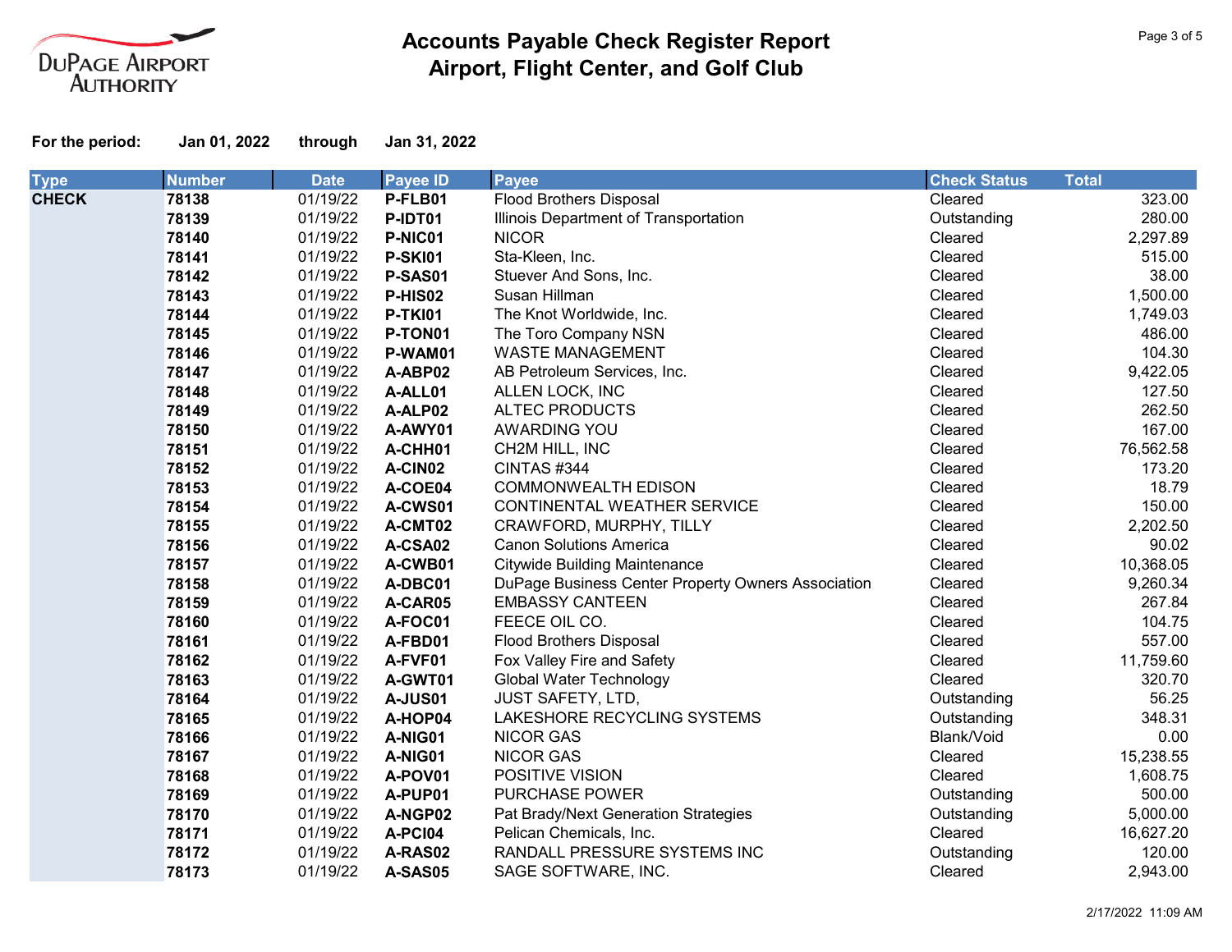# Accounts Payable Check Register Report
## Airport, Flight Center, and Golf Club

**For the period:** **Jan 01, 2022** **through** **Jan 31, 2022**

| Type | Number | Date | Payee ID | Payee | Check Status | Total |
|---|---|---|---|---|---|---|
| **CHECK** | **78138** | 01/19/22 | **P-FLB01** | Flood Brothers Disposal | Cleared | 323.00 |
| | **78139** | 01/19/22 | **P-IDT01** | Illinois Department of Transportation | Outstanding | 280.00 |
| | **78140** | 01/19/22 | **P-NIC01** | NICOR | Cleared | 2,297.89 |
| | **78141** | 01/19/22 | **P-SKI01** | Sta-Kleen, Inc. | Cleared | 515.00 |
| | **78142** | 01/19/22 | **P-SAS01** | Stuever And Sons, Inc. | Cleared | 38.00 |
| | **78143** | 01/19/22 | **P-HIS02** | Susan Hillman | Cleared | 1,500.00 |
| | **78144** | 01/19/22 | **P-TKI01** | The Knot Worldwide, Inc. | Cleared | 1,749.03 |
| | **78145** | 01/19/22 | **P-TON01** | The Toro Company NSN | Cleared | 486.00 |
| | **78146** | 01/19/22 | **P-WAM01** | WASTE MANAGEMENT | Cleared | 104.30 |
| | **78147** | 01/19/22 | **A-ABP02** | AB Petroleum Services, Inc. | Cleared | 9,422.05 |
| | **78148** | 01/19/22 | **A-ALL01** | ALLEN LOCK, INC | Cleared | 127.50 |
| | **78149** | 01/19/22 | **A-ALP02** | ALTEC PRODUCTS | Cleared | 262.50 |
| | **78150** | 01/19/22 | **A-AWY01** | AWARDING YOU | Cleared | 167.00 |
| | **78151** | 01/19/22 | **A-CHH01** | CH2M HILL, INC | Cleared | 76,562.58 |
| | **78152** | 01/19/22 | **A-CIN02** | CINTAS #344 | Cleared | 173.20 |
| | **78153** | 01/19/22 | **A-COE04** | COMMONWEALTH EDISON | Cleared | 18.79 |
| | **78154** | 01/19/22 | **A-CWS01** | CONTINENTAL WEATHER SERVICE | Cleared | 150.00 |
| | **78155** | 01/19/22 | **A-CMT02** | CRAWFORD, MURPHY, TILLY | Cleared | 2,202.50 |
| | **78156** | 01/19/22 | **A-CSA02** | Canon Solutions America | Cleared | 90.02 |
| | **78157** | 01/19/22 | **A-CWB01** | Citywide Building Maintenance | Cleared | 10,368.05 |
| | **78158** | 01/19/22 | **A-DBC01** | DuPage Business Center Property Owners Association | Cleared | 9,260.34 |
| | **78159** | 01/19/22 | **A-CAR05** | EMBASSY CANTEEN | Cleared | 267.84 |
| | **78160** | 01/19/22 | **A-FOC01** | FEECE OIL CO. | Cleared | 104.75 |
| | **78161** | 01/19/22 | **A-FBD01** | Flood Brothers Disposal | Cleared | 557.00 |
| | **78162** | 01/19/22 | **A-FVF01** | Fox Valley Fire and Safety | Cleared | 11,759.60 |
| | **78163** | 01/19/22 | **A-GWT01** | Global Water Technology | Cleared | 320.70 |
| | **78164** | 01/19/22 | **A-JUS01** | JUST SAFETY, LTD, | Outstanding | 56.25 |
| | **78165** | 01/19/22 | **A-HOP04** | LAKESHORE RECYCLING SYSTEMS | Outstanding | 348.31 |
| | **78166** | 01/19/22 | **A-NIG01** | NICOR GAS | Blank/Void | 0.00 |
| | **78167** | 01/19/22 | **A-NIG01** | NICOR GAS | Cleared | 15,238.55 |
| | **78168** | 01/19/22 | **A-POV01** | POSITIVE VISION | Cleared | 1,608.75 |
| | **78169** | 01/19/22 | **A-PUP01** | PURCHASE POWER | Outstanding | 500.00 |
| | **78170** | 01/19/22 | **A-NGP02** | Pat Brady/Next Generation Strategies | Outstanding | 5,000.00 |
| | **78171** | 01/19/22 | **A-PCI04** | Pelican Chemicals, Inc. | Cleared | 16,627.20 |
| | **78172** | 01/19/22 | **A-RAS02** | RANDALL PRESSURE SYSTEMS INC | Outstanding | 120.00 |
| | **78173** | 01/19/22 | **A-SAS05** | SAGE SOFTWARE, INC. | Cleared | 2,943.00 |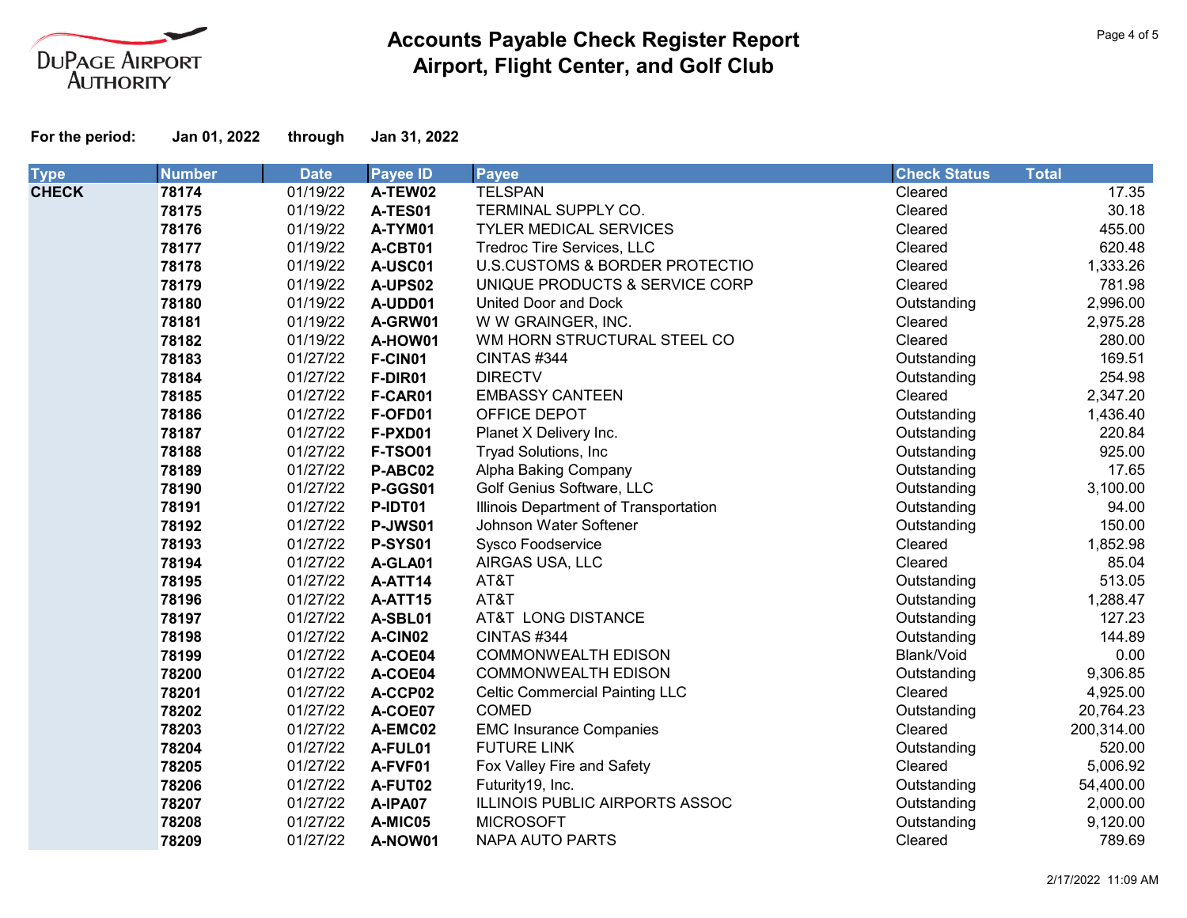# Accounts Payable Check Register Report
## Airport, Flight Center, and Golf Club

**For the period:** **Jan 01, 2022** through **Jan 31, 2022**

| Type | Number | Date | Payee ID | Payee | Check Status | Total |
|---|---|---|---|---|---|---|
| **CHECK** | **78174** | 01/19/22 | **A-TEW02** | TELSPAN | Cleared | 17.35 |
| | **78175** | 01/19/22 | **A-TES01** | TERMINAL SUPPLY CO. | Cleared | 30.18 |
| | **78176** | 01/19/22 | **A-TYM01** | TYLER MEDICAL SERVICES | Cleared | 455.00 |
| | **78177** | 01/19/22 | **A-CBT01** | Tredroc Tire Services, LLC | Cleared | 620.48 |
| | **78178** | 01/19/22 | **A-USC01** | U.S.CUSTOMS & BORDER PROTECTIO | Cleared | 1,333.26 |
| | **78179** | 01/19/22 | **A-UPS02** | UNIQUE PRODUCTS & SERVICE CORP | Cleared | 781.98 |
| | **78180** | 01/19/22 | **A-UDD01** | United Door and Dock | Outstanding | 2,996.00 |
| | **78181** | 01/19/22 | **A-GRW01** | W W GRAINGER, INC. | Cleared | 2,975.28 |
| | **78182** | 01/19/22 | **A-HOW01** | WM HORN STRUCTURAL STEEL CO | Cleared | 280.00 |
| | **78183** | 01/27/22 | **F-CIN01** | CINTAS #344 | Outstanding | 169.51 |
| | **78184** | 01/27/22 | **F-DIR01** | DIRECTV | Outstanding | 254.98 |
| | **78185** | 01/27/22 | **F-CAR01** | EMBASSY CANTEEN | Cleared | 2,347.20 |
| | **78186** | 01/27/22 | **F-OFD01** | OFFICE DEPOT | Outstanding | 1,436.40 |
| | **78187** | 01/27/22 | **F-PXD01** | Planet X Delivery Inc. | Outstanding | 220.84 |
| | **78188** | 01/27/22 | **F-TSO01** | Tryad Solutions, Inc | Outstanding | 925.00 |
| | **78189** | 01/27/22 | **P-ABC02** | Alpha Baking Company | Outstanding | 17.65 |
| | **78190** | 01/27/22 | **P-GGS01** | Golf Genius Software, LLC | Outstanding | 3,100.00 |
| | **78191** | 01/27/22 | **P-IDT01** | Illinois Department of Transportation | Outstanding | 94.00 |
| | **78192** | 01/27/22 | **P-JWS01** | Johnson Water Softener | Outstanding | 150.00 |
| | **78193** | 01/27/22 | **P-SYS01** | Sysco Foodservice | Cleared | 1,852.98 |
| | **78194** | 01/27/22 | **A-GLA01** | AIRGAS USA, LLC | Cleared | 85.04 |
| | **78195** | 01/27/22 | **A-ATT14** | AT&T | Outstanding | 513.05 |
| | **78196** | 01/27/22 | **A-ATT15** | AT&T | Outstanding | 1,288.47 |
| | **78197** | 01/27/22 | **A-SBL01** | AT&T LONG DISTANCE | Outstanding | 127.23 |
| | **78198** | 01/27/22 | **A-CIN02** | CINTAS #344 | Outstanding | 144.89 |
| | **78199** | 01/27/22 | **A-COE04** | COMMONWEALTH EDISON | Blank/Void | 0.00 |
| | **78200** | 01/27/22 | **A-COE04** | COMMONWEALTH EDISON | Outstanding | 9,306.85 |
| | **78201** | 01/27/22 | **A-CCP02** | Celtic Commercial Painting LLC | Cleared | 4,925.00 |
| | **78202** | 01/27/22 | **A-COE07** | COMED | Outstanding | 20,764.23 |
| | **78203** | 01/27/22 | **A-EMC02** | EMC Insurance Companies | Cleared | 200,314.00 |
| | **78204** | 01/27/22 | **A-FUL01** | FUTURE LINK | Outstanding | 520.00 |
| | **78205** | 01/27/22 | **A-FVF01** | Fox Valley Fire and Safety | Cleared | 5,006.92 |
| | **78206** | 01/27/22 | **A-FUT02** | Futurity19, Inc. | Outstanding | 54,400.00 |
| | **78207** | 01/27/22 | **A-IPA07** | ILLINOIS PUBLIC AIRPORTS ASSOC | Outstanding | 2,000.00 |
| | **78208** | 01/27/22 | **A-MIC05** | MICROSOFT | Outstanding | 9,120.00 |
| | **78209** | 01/27/22 | **A-NOW01** | NAPA AUTO PARTS | Cleared | 789.69 |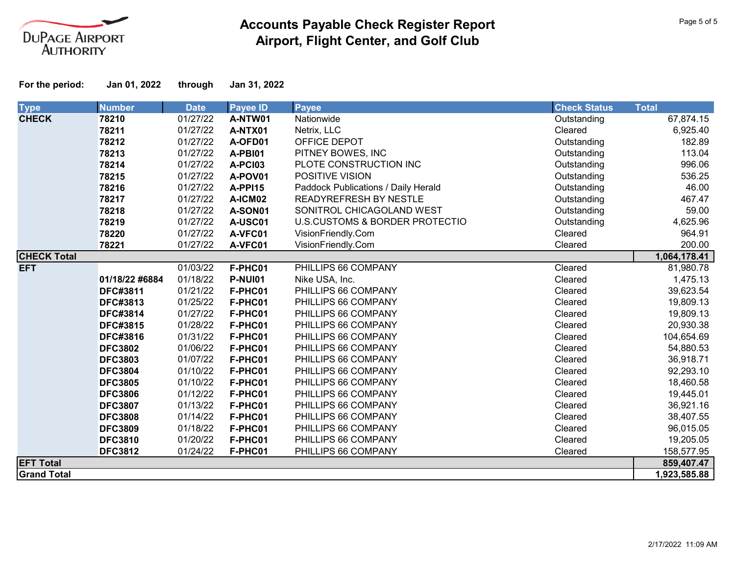DuPage Airport Authority

# Accounts Payable Check Register Report
## Airport, Flight Center, and Golf Club

**For the period:** **Jan 01, 2022** **through** **Jan 31, 2022**

| Type | Number | Date | Payee ID | Payee | Check Status | Total |
|---|---|---|---|---|---|---|
| **CHECK** | **78210** | 01/27/22 | **A-NTW01** | Nationwide | Outstanding | 67,874.15 |
| | **78211** | 01/27/22 | **A-NTX01** | Netrix, LLC | Cleared | 6,925.40 |
| | **78212** | 01/27/22 | **A-OFD01** | OFFICE DEPOT | Outstanding | 182.89 |
| | **78213** | 01/27/22 | **A-PBI01** | PITNEY BOWES, INC | Outstanding | 113.04 |
| | **78214** | 01/27/22 | **A-PCI03** | PLOTE CONSTRUCTION INC | Outstanding | 996.06 |
| | **78215** | 01/27/22 | **A-POV01** | POSITIVE VISION | Outstanding | 536.25 |
| | **78216** | 01/27/22 | **A-PPI15** | Paddock Publications / Daily Herald | Outstanding | 46.00 |
| | **78217** | 01/27/22 | **A-ICM02** | READYREFRESH BY NESTLE | Outstanding | 467.47 |
| | **78218** | 01/27/22 | **A-SON01** | SONITROL CHICAGOLAND WEST | Outstanding | 59.00 |
| | **78219** | 01/27/22 | **A-USC01** | U.S.CUSTOMS & BORDER PROTECTIO | Outstanding | 4,625.96 |
| | **78220** | 01/27/22 | **A-VFC01** | VisionFriendly.Com | Cleared | 964.91 |
| | **78221** | 01/27/22 | **A-VFC01** | VisionFriendly.Com | Cleared | 200.00 |
| **CHECK Total** | | | | | | **1,064,178.41** |
| **EFT** | | 01/03/22 | **F-PHC01** | PHILLIPS 66 COMPANY | Cleared | 81,980.78 |
| | **01/18/22 #6884** | 01/18/22 | **P-NUI01** | Nike USA, Inc. | Cleared | 1,475.13 |
| | **DFC#3811** | 01/21/22 | **F-PHC01** | PHILLIPS 66 COMPANY | Cleared | 39,623.54 |
| | **DFC#3813** | 01/25/22 | **F-PHC01** | PHILLIPS 66 COMPANY | Cleared | 19,809.13 |
| | **DFC#3814** | 01/27/22 | **F-PHC01** | PHILLIPS 66 COMPANY | Cleared | 19,809.13 |
| | **DFC#3815** | 01/28/22 | **F-PHC01** | PHILLIPS 66 COMPANY | Cleared | 20,930.38 |
| | **DFC#3816** | 01/31/22 | **F-PHC01** | PHILLIPS 66 COMPANY | Cleared | 104,654.69 |
| | **DFC3802** | 01/06/22 | **F-PHC01** | PHILLIPS 66 COMPANY | Cleared | 54,880.53 |
| | **DFC3803** | 01/07/22 | **F-PHC01** | PHILLIPS 66 COMPANY | Cleared | 36,918.71 |
| | **DFC3804** | 01/10/22 | **F-PHC01** | PHILLIPS 66 COMPANY | Cleared | 92,293.10 |
| | **DFC3805** | 01/10/22 | **F-PHC01** | PHILLIPS 66 COMPANY | Cleared | 18,460.58 |
| | **DFC3806** | 01/12/22 | **F-PHC01** | PHILLIPS 66 COMPANY | Cleared | 19,445.01 |
| | **DFC3807** | 01/13/22 | **F-PHC01** | PHILLIPS 66 COMPANY | Cleared | 36,921.16 |
| | **DFC3808** | 01/14/22 | **F-PHC01** | PHILLIPS 66 COMPANY | Cleared | 38,407.55 |
| | **DFC3809** | 01/18/22 | **F-PHC01** | PHILLIPS 66 COMPANY | Cleared | 96,015.05 |
| | **DFC3810** | 01/20/22 | **F-PHC01** | PHILLIPS 66 COMPANY | Cleared | 19,205.05 |
| | **DFC3812** | 01/24/22 | **F-PHC01** | PHILLIPS 66 COMPANY | Cleared | 158,577.95 |
| **EFT Total** | | | | | | **859,407.47** |
| **Grand Total** | | | | | | **1,923,585.88** |

2/17/2022 11:09 AM